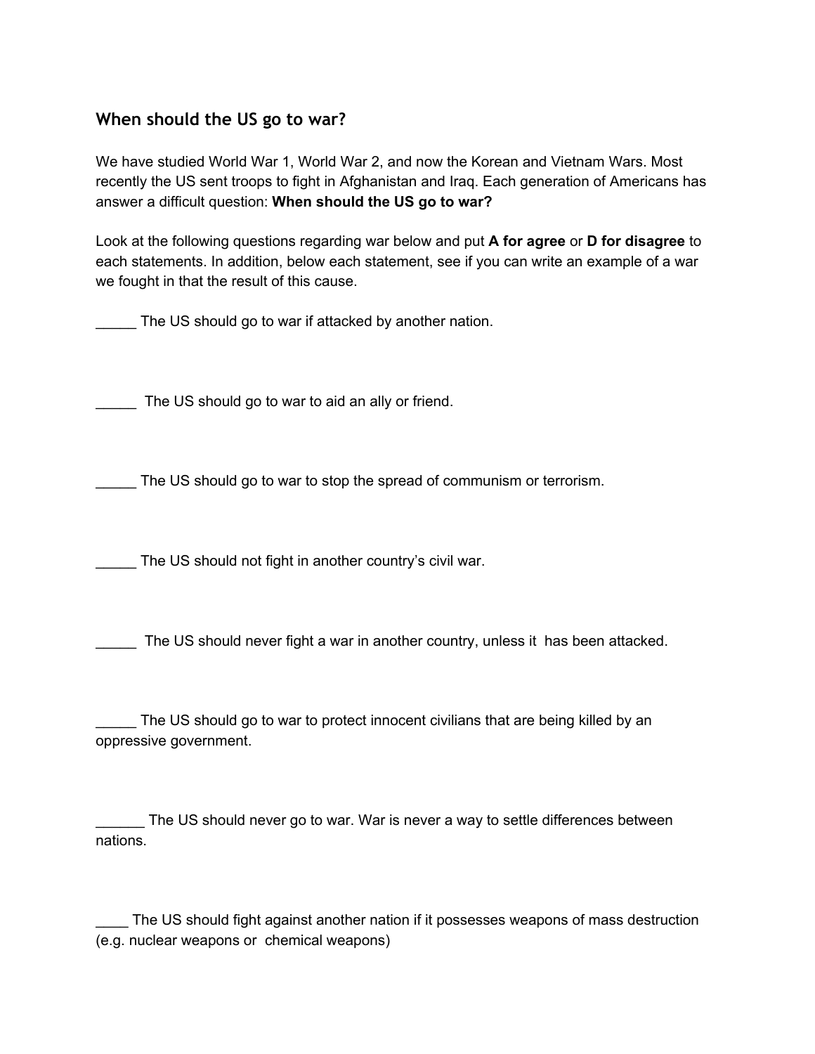## When should the US go to war?

We have studied World War 1, World War 2, and now the Korean and Vietnam Wars. Most recently the US sent troops to fight in Afghanistan and Iraq. Each generation of Americans has answer a difficult question: **When should the US go to war?**

Look at the following questions regarding war below and put **A for agree** or **D for disagree** to each statements. In addition, below each statement, see if you can write an example of a war we fought in that the result of this cause.

_____ The US should go to war if attacked by another nation.

_____ The US should go to war to aid an ally or friend.

_____ The US should go to war to stop the spread of communism or terrorism.

_____ The US should not fight in another country's civil war.

_____ The US should never fight a war in another country, unless it has been attacked.

_____ The US should go to war to protect innocent civilians that are being killed by an oppressive government.

______ The US should never go to war. War is never a way to settle differences between nations.

____ The US should fight against another nation if it possesses weapons of mass destruction (e.g. nuclear weapons or chemical weapons)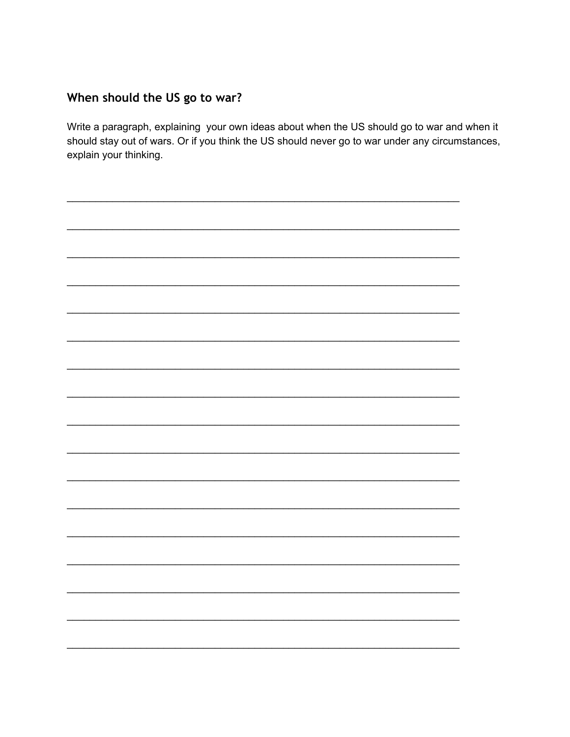## When should the US go to war?

Write a paragraph, explaining your own ideas about when the US should go to war and when it should stay out of wars. Or if you think the US should never go to war under any circumstances, explain your thinking.

_______________________________________________________________

_______________________________________________________________

_______________________________________________________________

_______________________________________________________________

_______________________________________________________________

_______________________________________________________________

_______________________________________________________________

_______________________________________________________________

_______________________________________________________________

_______________________________________________________________

_______________________________________________________________

_______________________________________________________________

_______________________________________________________________

_______________________________________________________________

_______________________________________________________________

_______________________________________________________________

_______________________________________________________________